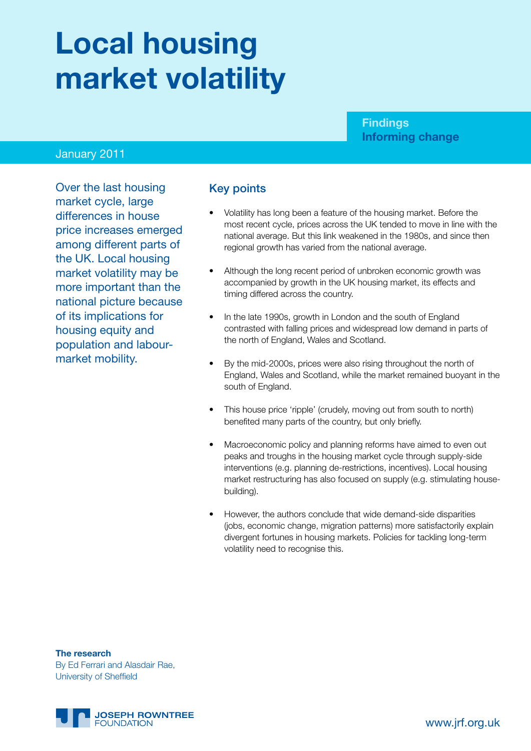# Local housing market volatility

**Findings**
**Informing change**

January 2011

Over the last housing market cycle, large differences in house price increases emerged among different parts of the UK. Local housing market volatility may be more important than the national picture because of its implications for housing equity and population and labour-market mobility.

## Key points

- Volatility has long been a feature of the housing market. Before the most recent cycle, prices across the UK tended to move in line with the national average. But this link weakened in the 1980s, and since then regional growth has varied from the national average.
- Although the long recent period of unbroken economic growth was accompanied by growth in the UK housing market, its effects and timing differed across the country.
- In the late 1990s, growth in London and the south of England contrasted with falling prices and widespread low demand in parts of the north of England, Wales and Scotland.
- By the mid-2000s, prices were also rising throughout the north of England, Wales and Scotland, while the market remained buoyant in the south of England.
- This house price 'ripple' (crudely, moving out from south to north) benefited many parts of the country, but only briefly.
- Macroeconomic policy and planning reforms have aimed to even out peaks and troughs in the housing market cycle through supply-side interventions (e.g. planning de-restrictions, incentives). Local housing market restructuring has also focused on supply (e.g. stimulating house-building).
- However, the authors conclude that wide demand-side disparities (jobs, economic change, migration patterns) more satisfactorily explain divergent fortunes in housing markets. Policies for tackling long-term volatility need to recognise this.

**The research**
By Ed Ferrari and Alasdair Rae, University of Sheffield

JOSEPH ROWNTREE FOUNDATION

www.jrf.org.uk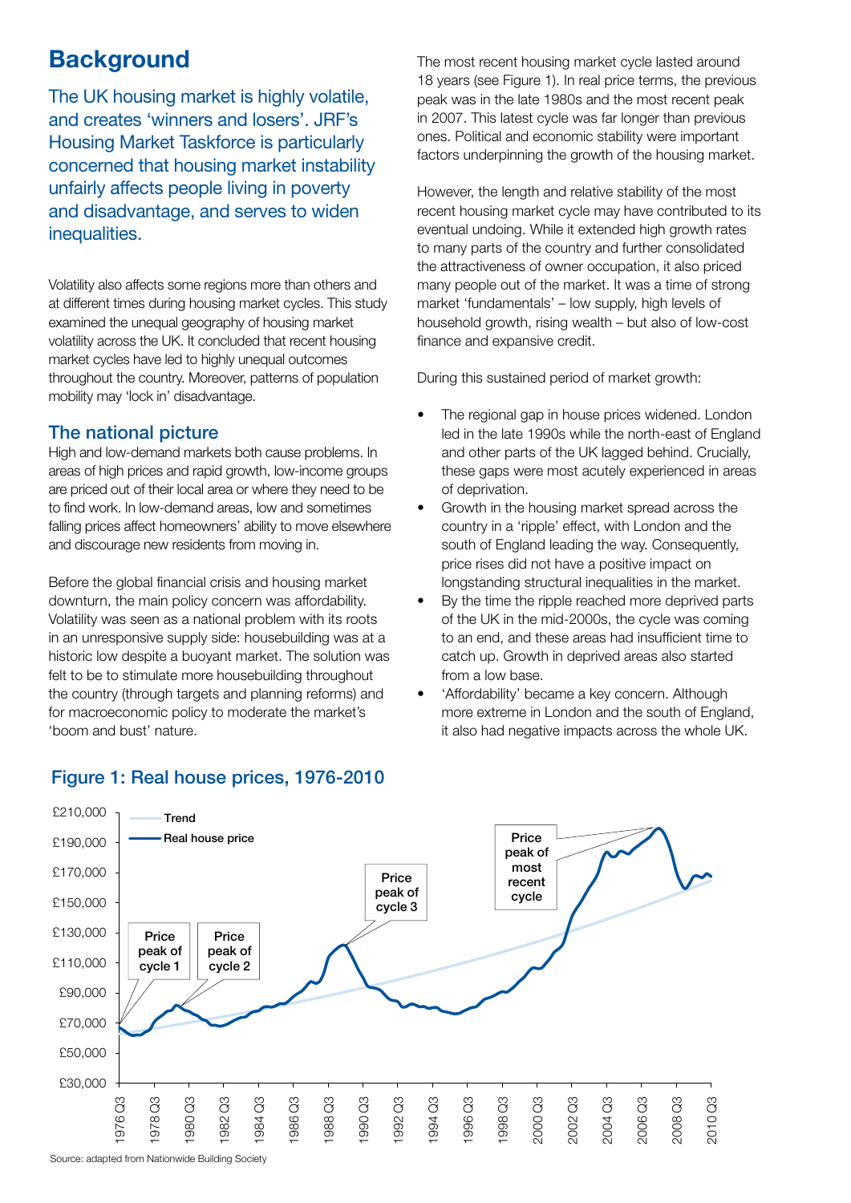## Background

The UK housing market is highly volatile, and creates 'winners and losers'. JRF's Housing Market Taskforce is particularly concerned that housing market instability unfairly affects people living in poverty and disadvantage, and serves to widen inequalities.

Volatility also affects some regions more than others and at different times during housing market cycles. This study examined the unequal geography of housing market volatility across the UK. It concluded that recent housing market cycles have led to highly unequal outcomes throughout the country. Moreover, patterns of population mobility may 'lock in' disadvantage.

### The national picture

High and low-demand markets both cause problems. In areas of high prices and rapid growth, low-income groups are priced out of their local area or where they need to be to find work. In low-demand areas, low and sometimes falling prices affect homeowners' ability to move elsewhere and discourage new residents from moving in.

Before the global financial crisis and housing market downturn, the main policy concern was affordability. Volatility was seen as a national problem with its roots in an unresponsive supply side: housebuilding was at a historic low despite a buoyant market. The solution was felt to be to stimulate more housebuilding throughout the country (through targets and planning reforms) and for macroeconomic policy to moderate the market's 'boom and bust' nature.

The most recent housing market cycle lasted around 18 years (see Figure 1). In real price terms, the previous peak was in the late 1980s and the most recent peak in 2007. This latest cycle was far longer than previous ones. Political and economic stability were important factors underpinning the growth of the housing market.

However, the length and relative stability of the most recent housing market cycle may have contributed to its eventual undoing. While it extended high growth rates to many parts of the country and further consolidated the attractiveness of owner occupation, it also priced many people out of the market. It was a time of strong market 'fundamentals' – low supply, high levels of household growth, rising wealth – but also of low-cost finance and expansive credit.

During this sustained period of market growth:

- The regional gap in house prices widened. London led in the late 1990s while the north-east of England and other parts of the UK lagged behind. Crucially, these gaps were most acutely experienced in areas of deprivation.
- Growth in the housing market spread across the country in a 'ripple' effect, with London and the south of England leading the way. Consequently, price rises did not have a positive impact on longstanding structural inequalities in the market.
- By the time the ripple reached more deprived parts of the UK in the mid-2000s, the cycle was coming to an end, and these areas had insufficient time to catch up. Growth in deprived areas also started from a low base.
- 'Affordability' became a key concern. Although more extreme in London and the south of England, it also had negative impacts across the whole UK.

### Figure 1: Real house prices, 1976-2010

Source: adapted from Nationwide Building Society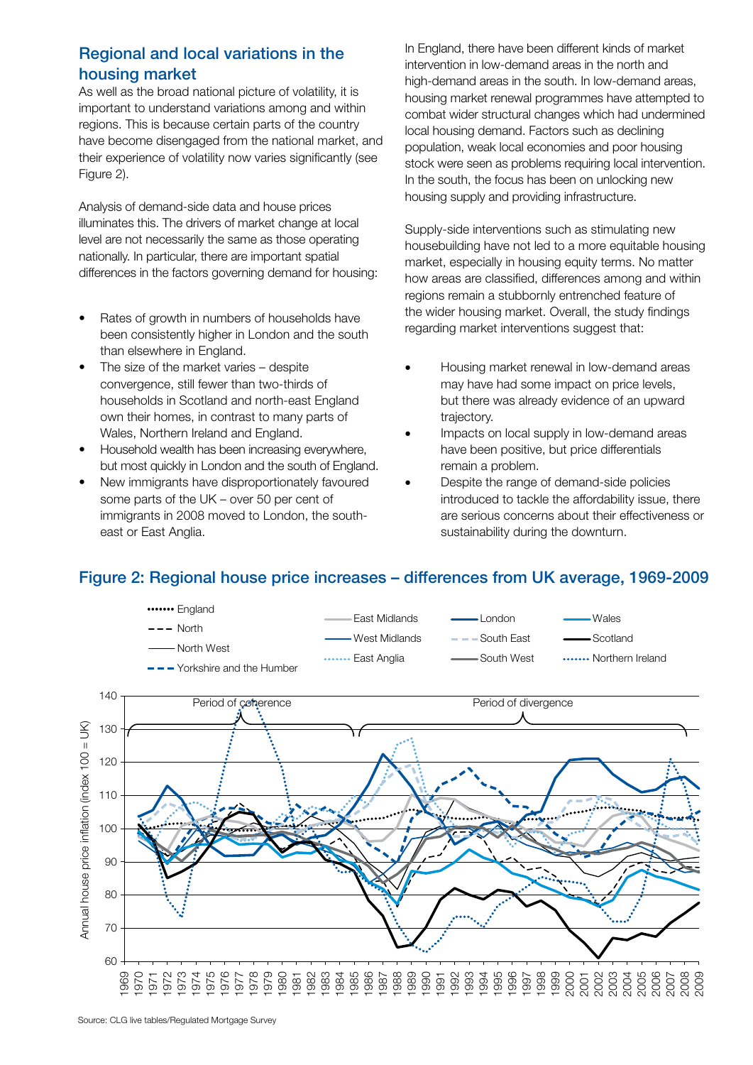## Regional and local variations in the housing market

As well as the broad national picture of volatility, it is important to understand variations among and within regions. This is because certain parts of the country have become disengaged from the national market, and their experience of volatility now varies significantly (see Figure 2).

Analysis of demand-side data and house prices illuminates this. The drivers of market change at local level are not necessarily the same as those operating nationally. In particular, there are important spatial differences in the factors governing demand for housing:

- Rates of growth in numbers of households have been consistently higher in London and the south than elsewhere in England.
- The size of the market varies – despite convergence, still fewer than two-thirds of households in Scotland and north-east England own their homes, in contrast to many parts of Wales, Northern Ireland and England.
- Household wealth has been increasing everywhere, but most quickly in London and the south of England.
- New immigrants have disproportionately favoured some parts of the UK – over 50 per cent of immigrants in 2008 moved to London, the south-east or East Anglia.

In England, there have been different kinds of market intervention in low-demand areas in the north and high-demand areas in the south. In low-demand areas, housing market renewal programmes have attempted to combat wider structural changes which had undermined local housing demand. Factors such as declining population, weak local economies and poor housing stock were seen as problems requiring local intervention. In the south, the focus has been on unlocking new housing supply and providing infrastructure.

Supply-side interventions such as stimulating new housebuilding have not led to a more equitable housing market, especially in housing equity terms. No matter how areas are classified, differences among and within regions remain a stubbornly entrenched feature of the wider housing market. Overall, the study findings regarding market interventions suggest that:

- Housing market renewal in low-demand areas may have had some impact on price levels, but there was already evidence of an upward trajectory.
- Impacts on local supply in low-demand areas have been positive, but price differentials remain a problem.
- Despite the range of demand-side policies introduced to tackle the affordability issue, there are serious concerns about their effectiveness or sustainability during the downturn.

### Figure 2: Regional house price increases – differences from UK average, 1969-2009

Source: CLG live tables/Regulated Mortgage Survey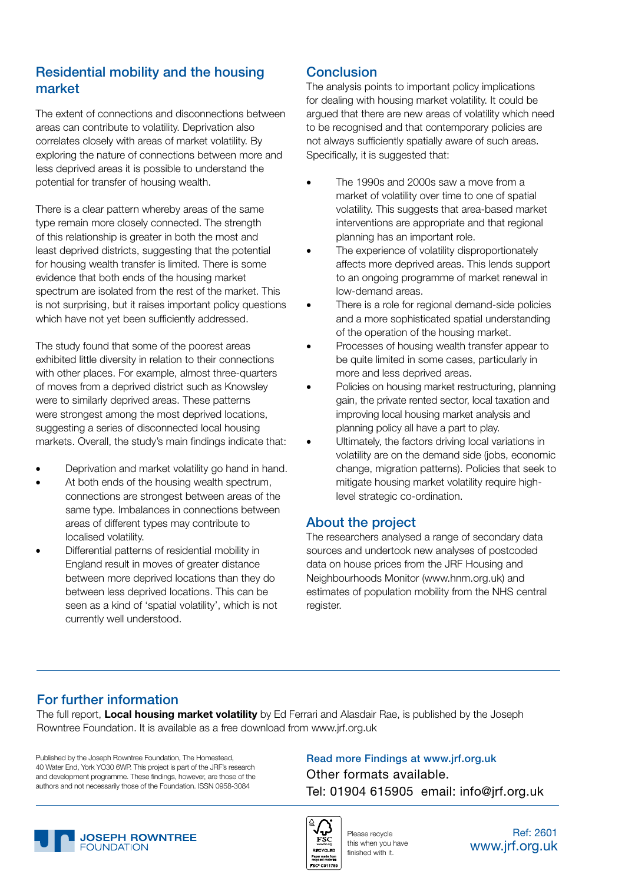## Residential mobility and the housing market

The extent of connections and disconnections between areas can contribute to volatility. Deprivation also correlates closely with areas of market volatility. By exploring the nature of connections between more and less deprived areas it is possible to understand the potential for transfer of housing wealth.

There is a clear pattern whereby areas of the same type remain more closely connected. The strength of this relationship is greater in both the most and least deprived districts, suggesting that the potential for housing wealth transfer is limited. There is some evidence that both ends of the housing market spectrum are isolated from the rest of the market. This is not surprising, but it raises important policy questions which have not yet been sufficiently addressed.

The study found that some of the poorest areas exhibited little diversity in relation to their connections with other places. For example, almost three-quarters of moves from a deprived district such as Knowsley were to similarly deprived areas. These patterns were strongest among the most deprived locations, suggesting a series of disconnected local housing markets. Overall, the study's main findings indicate that:

- Deprivation and market volatility go hand in hand.
- At both ends of the housing wealth spectrum, connections are strongest between areas of the same type. Imbalances in connections between areas of different types may contribute to localised volatility.
- Differential patterns of residential mobility in England result in moves of greater distance between more deprived locations than they do between less deprived locations. This can be seen as a kind of 'spatial volatility', which is not currently well understood.

## Conclusion

The analysis points to important policy implications for dealing with housing market volatility. It could be argued that there are new areas of volatility which need to be recognised and that contemporary policies are not always sufficiently spatially aware of such areas. Specifically, it is suggested that:

- The 1990s and 2000s saw a move from a market of volatility over time to one of spatial volatility. This suggests that area-based market interventions are appropriate and that regional planning has an important role.
- The experience of volatility disproportionately affects more deprived areas. This lends support to an ongoing programme of market renewal in low-demand areas.
- There is a role for regional demand-side policies and a more sophisticated spatial understanding of the operation of the housing market.
- Processes of housing wealth transfer appear to be quite limited in some cases, particularly in more and less deprived areas.
- Policies on housing market restructuring, planning gain, the private rented sector, local taxation and improving local housing market analysis and planning policy all have a part to play.
- Ultimately, the factors driving local variations in volatility are on the demand side (jobs, economic change, migration patterns). Policies that seek to mitigate housing market volatility require high-level strategic co-ordination.

## About the project

The researchers analysed a range of secondary data sources and undertook new analyses of postcoded data on house prices from the JRF Housing and Neighbourhoods Monitor (www.hnm.org.uk) and estimates of population mobility from the NHS central register.

## For further information

The full report, **Local housing market volatility** by Ed Ferrari and Alasdair Rae, is published by the Joseph Rowntree Foundation. It is available as a free download from www.jrf.org.uk

Published by the Joseph Rowntree Foundation, The Homestead, 40 Water End, York YO30 6WP. This project is part of the JRF's research and development programme. These findings, however, are those of the authors and not necessarily those of the Foundation. ISSN 0958-3084

Read more Findings at www.jrf.org.uk

Other formats available.

Tel: 01904 615905 email: info@jrf.org.uk

JOSEPH ROWNTREE FOUNDATION

Please recycle this when you have finished with it.

Ref: 2601

www.jrf.org.uk